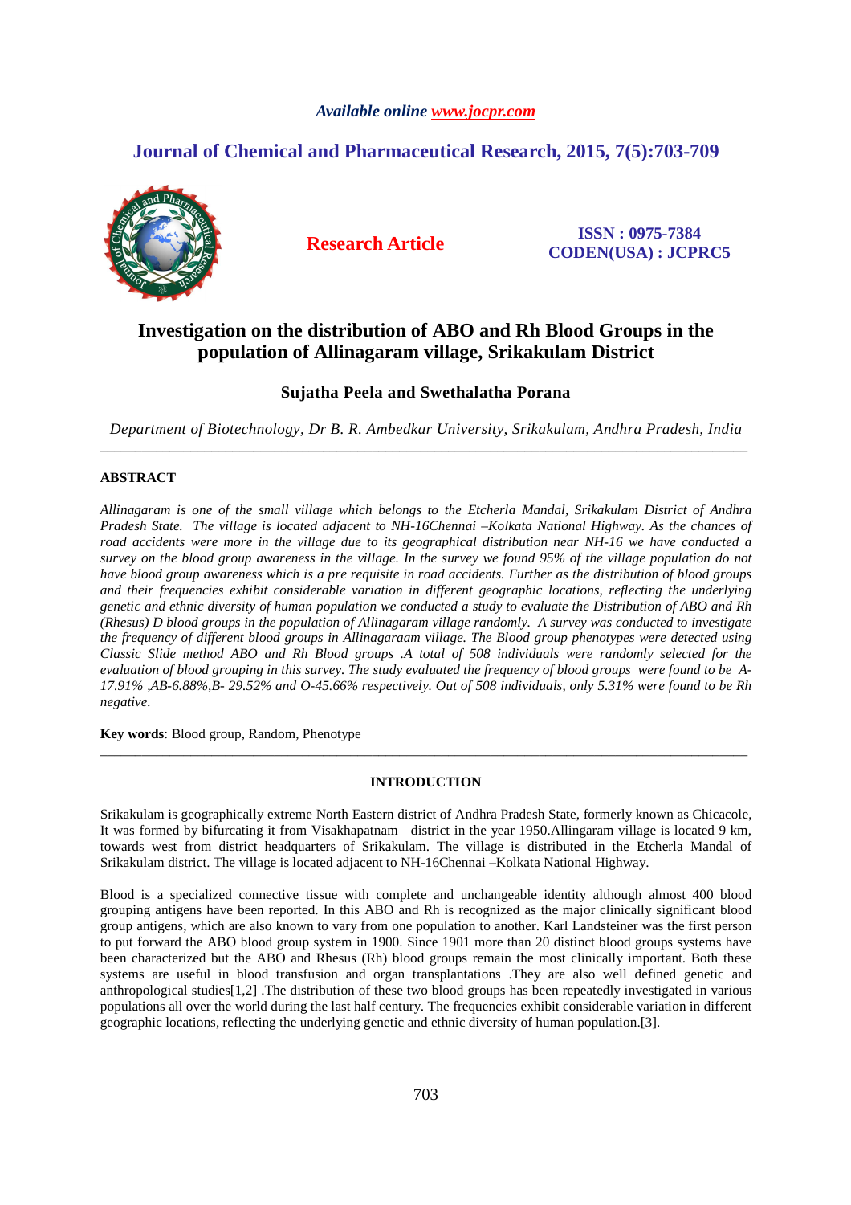*Available online www.jocpr.com*

## Journal of Chemical and Pharmaceutical Research, 2015, 7(5):703-709

**Research Article**

**ISSN : 0975-7384**
**CODEN(USA) : JCPRC5**

# Investigation on the distribution of ABO and Rh Blood Groups in the population of Allinagaram village, Srikakulam District

**Sujatha Peela and Swethalatha Porana**

*Department of Biotechnology, Dr B. R. Ambedkar University, Srikakulam, Andhra Pradesh, India*

---

## ABSTRACT

*Allinagaram is one of the small village which belongs to the Etcherla Mandal, Srikakulam District of Andhra Pradesh State. The village is located adjacent to NH-16Chennai –Kolkata National Highway. As the chances of road accidents were more in the village due to its geographical distribution near NH-16 we have conducted a survey on the blood group awareness in the village. In the survey we found 95% of the village population do not have blood group awareness which is a pre requisite in road accidents. Further as the distribution of blood groups and their frequencies exhibit considerable variation in different geographic locations, reflecting the underlying genetic and ethnic diversity of human population we conducted a study to evaluate the Distribution of ABO and Rh (Rhesus) D blood groups in the population of Allinagaram village randomly. A survey was conducted to investigate the frequency of different blood groups in Allinagaraam village. The Blood group phenotypes were detected using Classic Slide method ABO and Rh Blood groups .A total of 508 individuals were randomly selected for the evaluation of blood grouping in this survey. The study evaluated the frequency of blood groups were found to be A-17.91% ,AB-6.88%,B- 29.52% and O-45.66% respectively. Out of 508 individuals, only 5.31% were found to be Rh negative.*

**Key words**: Blood group, Random, Phenotype

---

## INTRODUCTION

Srikakulam is geographically extreme North Eastern district of Andhra Pradesh State, formerly known as Chicacole, It was formed by bifurcating it from Visakhapatnam district in the year 1950.Allingaram village is located 9 km, towards west from district headquarters of Srikakulam. The village is distributed in the Etcherla Mandal of Srikakulam district. The village is located adjacent to NH-16Chennai –Kolkata National Highway.

Blood is a specialized connective tissue with complete and unchangeable identity although almost 400 blood grouping antigens have been reported. In this ABO and Rh is recognized as the major clinically significant blood group antigens, which are also known to vary from one population to another. Karl Landsteiner was the first person to put forward the ABO blood group system in 1900. Since 1901 more than 20 distinct blood groups systems have been characterized but the ABO and Rhesus (Rh) blood groups remain the most clinically important. Both these systems are useful in blood transfusion and organ transplantations .They are also well defined genetic and anthropological studies[1,2] .The distribution of these two blood groups has been repeatedly investigated in various populations all over the world during the last half century. The frequencies exhibit considerable variation in different geographic locations, reflecting the underlying genetic and ethnic diversity of human population.[3].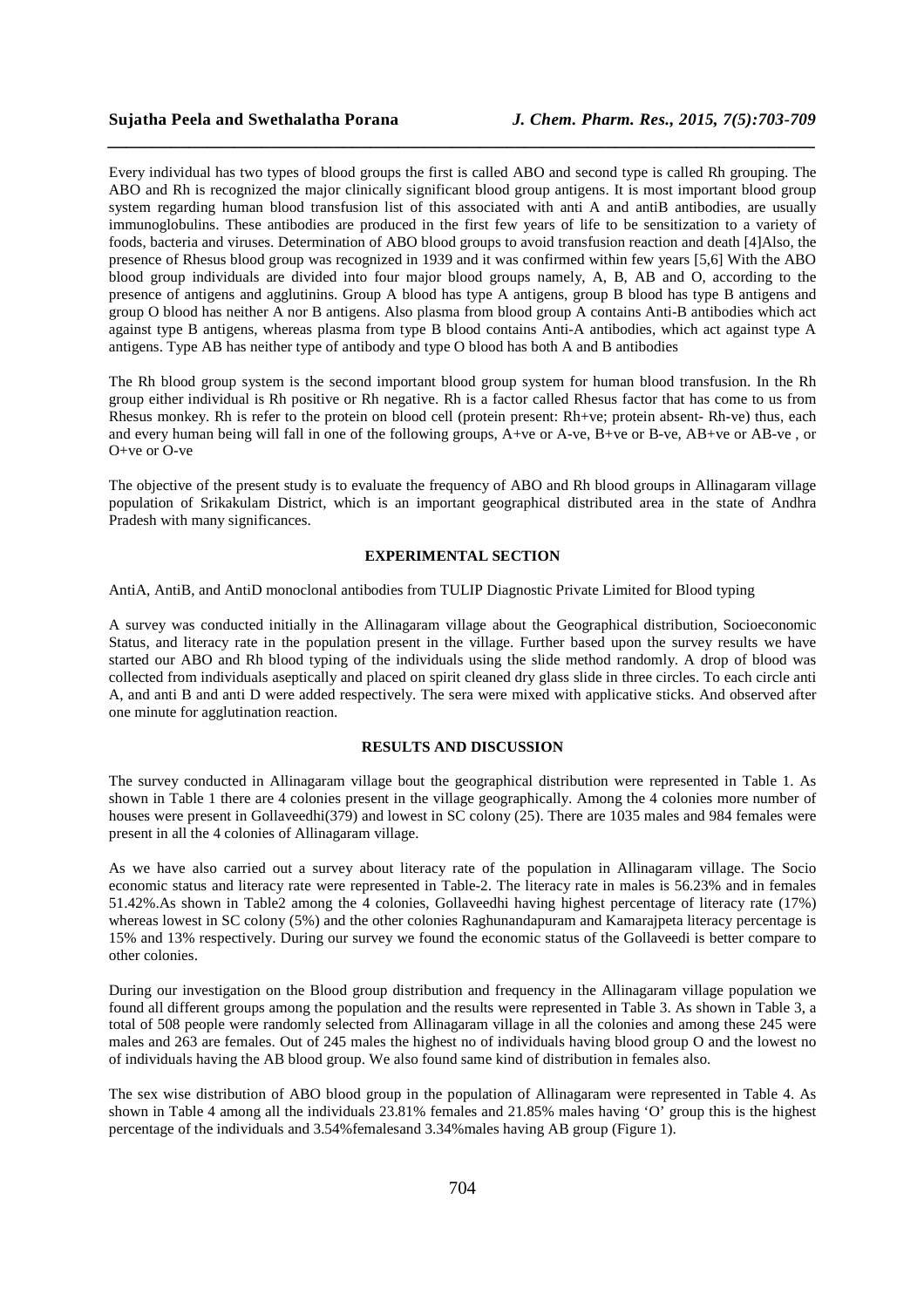Every individual has two types of blood groups the first is called ABO and second type is called Rh grouping. The ABO and Rh is recognized the major clinically significant blood group antigens. It is most important blood group system regarding human blood transfusion list of this associated with anti A and antiB antibodies, are usually immunoglobulins. These antibodies are produced in the first few years of life to be sensitization to a variety of foods, bacteria and viruses. Determination of ABO blood groups to avoid transfusion reaction and death [4]Also, the presence of Rhesus blood group was recognized in 1939 and it was confirmed within few years [5,6] With the ABO blood group individuals are divided into four major blood groups namely, A, B, AB and O, according to the presence of antigens and agglutinins. Group A blood has type A antigens, group B blood has type B antigens and group O blood has neither A nor B antigens. Also plasma from blood group A contains Anti-B antibodies which act against type B antigens, whereas plasma from type B blood contains Anti-A antibodies, which act against type A antigens. Type AB has neither type of antibody and type O blood has both A and B antibodies

The Rh blood group system is the second important blood group system for human blood transfusion. In the Rh group either individual is Rh positive or Rh negative. Rh is a factor called Rhesus factor that has come to us from Rhesus monkey. Rh is refer to the protein on blood cell (protein present: Rh+ve; protein absent- Rh-ve) thus, each and every human being will fall in one of the following groups, A+ve or A-ve, B+ve or B-ve, AB+ve or AB-ve , or O+ve or O-ve

The objective of the present study is to evaluate the frequency of ABO and Rh blood groups in Allinagaram village population of Srikakulam District, which is an important geographical distributed area in the state of Andhra Pradesh with many significances.

## EXPERIMENTAL SECTION

AntiA, AntiB, and AntiD monoclonal antibodies from TULIP Diagnostic Private Limited for Blood typing

A survey was conducted initially in the Allinagaram village about the Geographical distribution, Socioeconomic Status, and literacy rate in the population present in the village. Further based upon the survey results we have started our ABO and Rh blood typing of the individuals using the slide method randomly. A drop of blood was collected from individuals aseptically and placed on spirit cleaned dry glass slide in three circles. To each circle anti A, and anti B and anti D were added respectively. The sera were mixed with applicative sticks. And observed after one minute for agglutination reaction.

## RESULTS AND DISCUSSION

The survey conducted in Allinagaram village bout the geographical distribution were represented in Table 1. As shown in Table 1 there are 4 colonies present in the village geographically. Among the 4 colonies more number of houses were present in Gollaveedhi(379) and lowest in SC colony (25). There are 1035 males and 984 females were present in all the 4 colonies of Allinagaram village.

As we have also carried out a survey about literacy rate of the population in Allinagaram village. The Socio economic status and literacy rate were represented in Table-2. The literacy rate in males is 56.23% and in females 51.42%.As shown in Table2 among the 4 colonies, Gollaveedhi having highest percentage of literacy rate (17%) whereas lowest in SC colony (5%) and the other colonies Raghunandapuram and Kamarajpeta literacy percentage is 15% and 13% respectively. During our survey we found the economic status of the Gollaveedi is better compare to other colonies.

During our investigation on the Blood group distribution and frequency in the Allinagaram village population we found all different groups among the population and the results were represented in Table 3. As shown in Table 3, a total of 508 people were randomly selected from Allinagaram village in all the colonies and among these 245 were males and 263 are females. Out of 245 males the highest no of individuals having blood group O and the lowest no of individuals having the AB blood group. We also found same kind of distribution in females also.

The sex wise distribution of ABO blood group in the population of Allinagaram were represented in Table 4. As shown in Table 4 among all the individuals 23.81% females and 21.85% males having 'O' group this is the highest percentage of the individuals and 3.54%femalesand 3.34%males having AB group (Figure 1).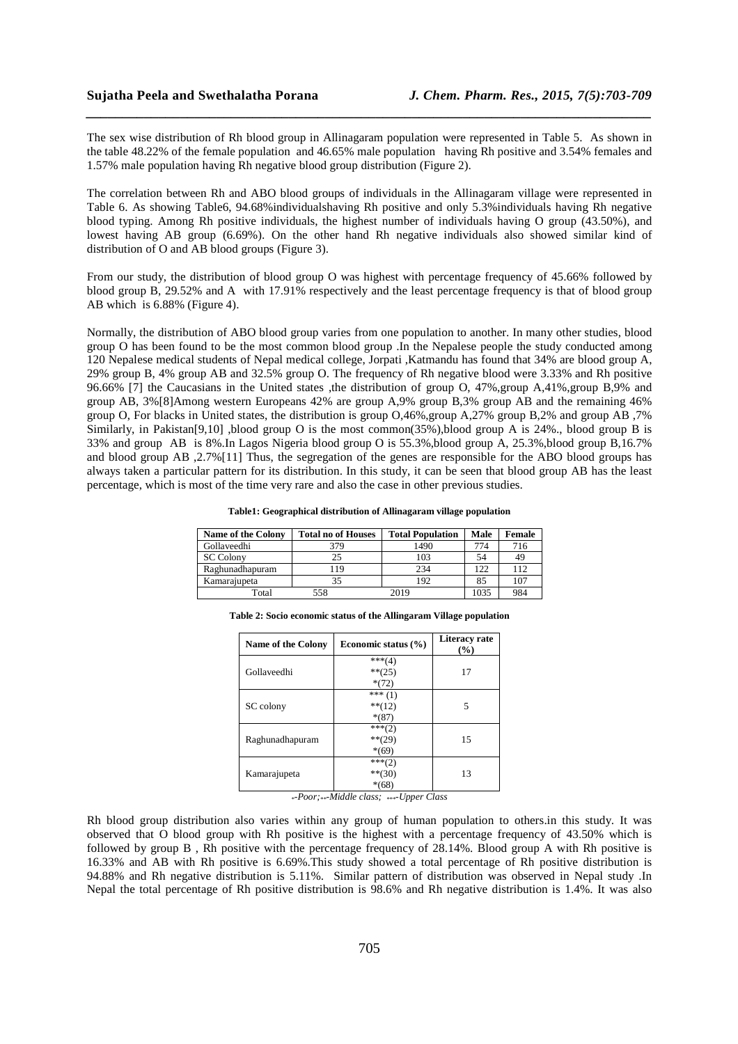The sex wise distribution of Rh blood group in Allinagaram population were represented in Table 5. As shown in the table 48.22% of the female population and 46.65% male population having Rh positive and 3.54% females and 1.57% male population having Rh negative blood group distribution (Figure 2).

The correlation between Rh and ABO blood groups of individuals in the Allinagaram village were represented in Table 6. As showing Table6, 94.68%individualshaving Rh positive and only 5.3%individuals having Rh negative blood typing. Among Rh positive individuals, the highest number of individuals having O group (43.50%), and lowest having AB group (6.69%). On the other hand Rh negative individuals also showed similar kind of distribution of O and AB blood groups (Figure 3).

From our study, the distribution of blood group O was highest with percentage frequency of 45.66% followed by blood group B, 29.52% and A with 17.91% respectively and the least percentage frequency is that of blood group AB which is 6.88% (Figure 4).

Normally, the distribution of ABO blood group varies from one population to another. In many other studies, blood group O has been found to be the most common blood group .In the Nepalese people the study conducted among 120 Nepalese medical students of Nepal medical college, Jorpati ,Katmandu has found that 34% are blood group A, 29% group B, 4% group AB and 32.5% group O. The frequency of Rh negative blood were 3.33% and Rh positive 96.66% [7] the Caucasians in the United states ,the distribution of group O, 47%,group A,41%,group B,9% and group AB, 3%[8]Among western Europeans 42% are group A,9% group B,3% group AB and the remaining 46% group O, For blacks in United states, the distribution is group O,46%,group A,27% group B,2% and group AB ,7% Similarly, in Pakistan[9,10] ,blood group O is the most common(35%),blood group A is 24%., blood group B is 33% and group AB is 8%.In Lagos Nigeria blood group O is 55.3%,blood group A, 25.3%,blood group B,16.7% and blood group AB ,2.7%[11] Thus, the segregation of the genes are responsible for the ABO blood groups has always taken a particular pattern for its distribution. In this study, it can be seen that blood group AB has the least percentage, which is most of the time very rare and also the case in other previous studies.

**Table1: Geographical distribution of Allinagaram village population**

| Name of the Colony | Total no of Houses | Total Population | Male | Female |
|---|---|---|---|---|
| Gollaveedhi | 379 | 1490 | 774 | 716 |
| SC Colony | 25 | 103 | 54 | 49 |
| Raghunadhapuram | 119 | 234 | 122 | 112 |
| Kamarajupeta | 35 | 192 | 85 | 107 |
| Total | 558 | 2019 | 1035 | 984 |

**Table 2: Socio economic status of the Allingaram Village population**

| Name of the Colony | Economic status (%) | Literacy rate (%) |
|---|---|---|
| Gollaveedhi | ***(4)<br>**(25)<br>*(72) | 17 |
| SC colony | *** (1)<br>**(12)<br>*(87) | 5 |
| Raghunadhapuram | ***(2)<br>**(29)<br>*(69) | 15 |
| Kamarajupeta | ***(2)<br>**(30)<br>*(68) | 13 |

*-Poor;**-Middle class; ***-Upper Class*

Rh blood group distribution also varies within any group of human population to others.in this study. It was observed that O blood group with Rh positive is the highest with a percentage frequency of 43.50% which is followed by group B , Rh positive with the percentage frequency of 28.14%. Blood group A with Rh positive is 16.33% and AB with Rh positive is 6.69%.This study showed a total percentage of Rh positive distribution is 94.88% and Rh negative distribution is 5.11%. Similar pattern of distribution was observed in Nepal study .In Nepal the total percentage of Rh positive distribution is 98.6% and Rh negative distribution is 1.4%. It was also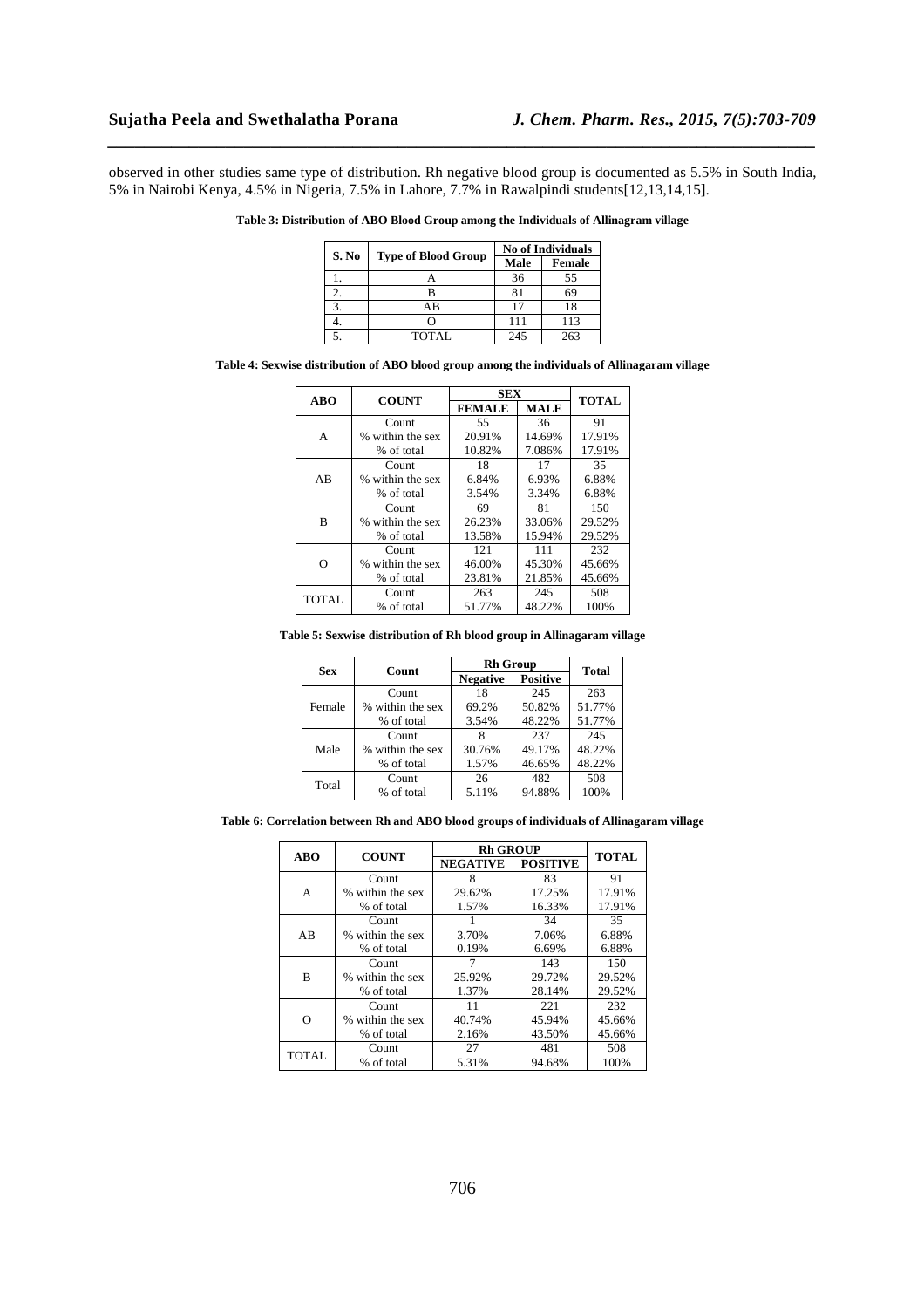observed in other studies same type of distribution. Rh negative blood group is documented as 5.5% in South India, 5% in Nairobi Kenya, 4.5% in Nigeria, 7.5% in Lahore, 7.7% in Rawalpindi students[12,13,14,15].

**Table 3: Distribution of ABO Blood Group among the Individuals of Allinagram village**

| S. No | Type of Blood Group | No of Individuals | |
|---|---|---|---|
| | | Male | Female |
| 1. | A | 36 | 55 |
| 2. | B | 81 | 69 |
| 3. | AB | 17 | 18 |
| 4. | O | 111 | 113 |
| 5. | TOTAL | 245 | 263 |

**Table 4: Sexwise distribution of ABO blood group among the individuals of Allinagaram village**

| ABO | COUNT | SEX | | TOTAL |
|---|---|---|---|---|
| | | FEMALE | MALE | |
| A | Count | 55 | 36 | 91 |
| | % within the sex | 20.91% | 14.69% | 17.91% |
| | % of total | 10.82% | 7.086% | 17.91% |
| AB | Count | 18 | 17 | 35 |
| | % within the sex | 6.84% | 6.93% | 6.88% |
| | % of total | 3.54% | 3.34% | 6.88% |
| B | Count | 69 | 81 | 150 |
| | % within the sex | 26.23% | 33.06% | 29.52% |
| | % of total | 13.58% | 15.94% | 29.52% |
| O | Count | 121 | 111 | 232 |
| | % within the sex | 46.00% | 45.30% | 45.66% |
| | % of total | 23.81% | 21.85% | 45.66% |
| TOTAL | Count | 263 | 245 | 508 |
| | % of total | 51.77% | 48.22% | 100% |

**Table 5: Sexwise distribution of Rh blood group in Allinagaram village**

| Sex | Count | Rh Group | | Total |
|---|---|---|---|---|
| | | Negative | Positive | |
| Female | Count | 18 | 245 | 263 |
| | % within the sex | 69.2% | 50.82% | 51.77% |
| | % of total | 3.54% | 48.22% | 51.77% |
| Male | Count | 8 | 237 | 245 |
| | % within the sex | 30.76% | 49.17% | 48.22% |
| | % of total | 1.57% | 46.65% | 48.22% |
| Total | Count | 26 | 482 | 508 |
| | % of total | 5.11% | 94.88% | 100% |

**Table 6: Correlation between Rh and ABO blood groups of individuals of Allinagaram village**

| ABO | COUNT | Rh GROUP | | TOTAL |
|---|---|---|---|---|
| | | NEGATIVE | POSITIVE | |
| A | Count | 8 | 83 | 91 |
| | % within the sex | 29.62% | 17.25% | 17.91% |
| | % of total | 1.57% | 16.33% | 17.91% |
| AB | Count | 1 | 34 | 35 |
| | % within the sex | 3.70% | 7.06% | 6.88% |
| | % of total | 0.19% | 6.69% | 6.88% |
| B | Count | 7 | 143 | 150 |
| | % within the sex | 25.92% | 29.72% | 29.52% |
| | % of total | 1.37% | 28.14% | 29.52% |
| O | Count | 11 | 221 | 232 |
| | % within the sex | 40.74% | 45.94% | 45.66% |
| | % of total | 2.16% | 43.50% | 45.66% |
| TOTAL | Count | 27 | 481 | 508 |
| | % of total | 5.31% | 94.68% | 100% |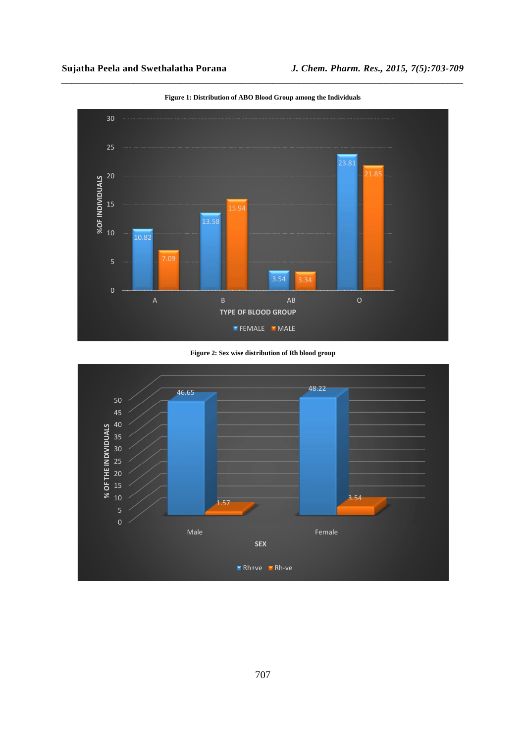**Figure 1: Distribution of ABO Blood Group among the Individuals**

**Figure 2: Sex wise distribution of Rh blood group**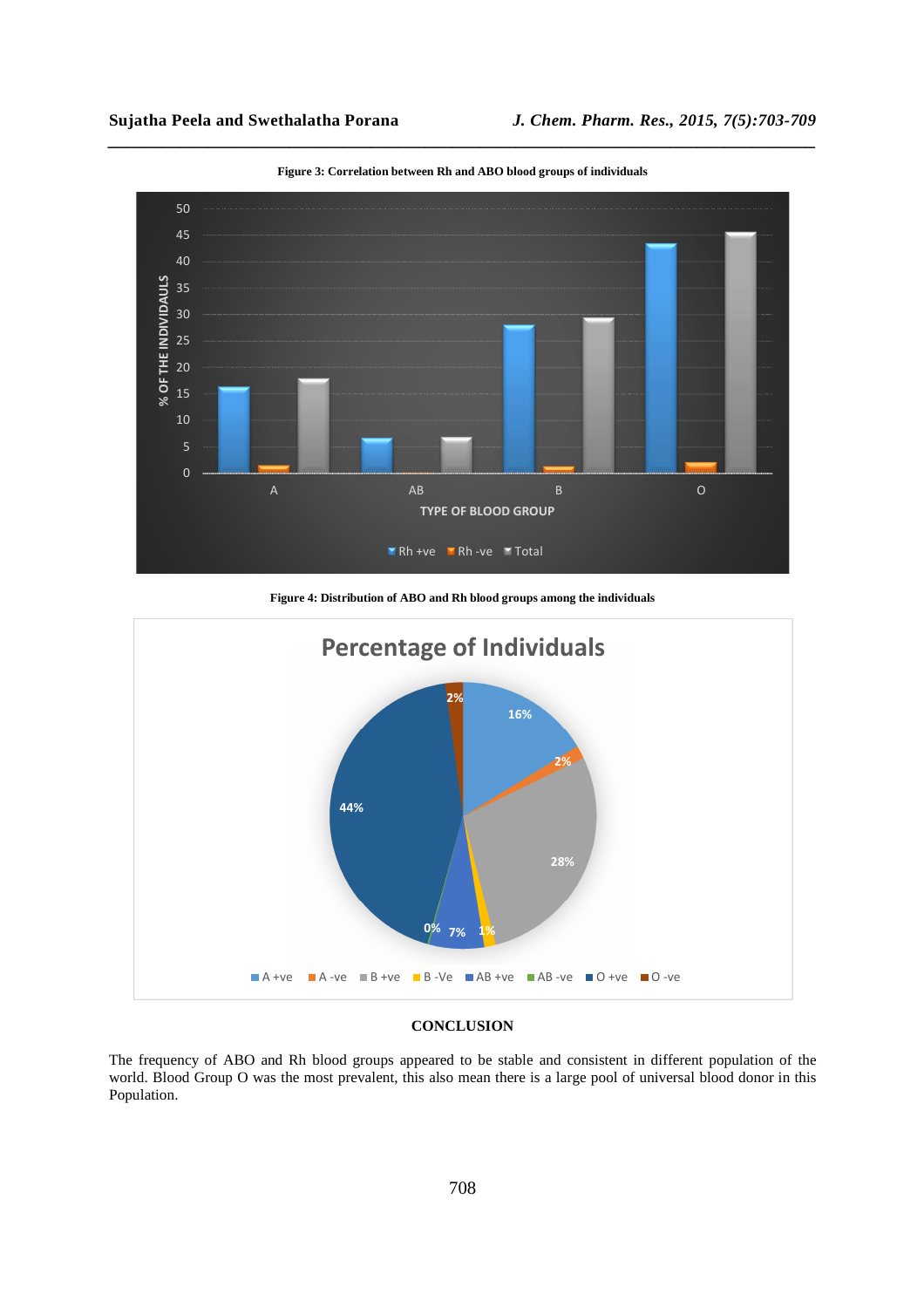**Figure 3: Correlation between Rh and ABO blood groups of individuals**

**Figure 4: Distribution of ABO and Rh blood groups among the individuals**

## CONCLUSION

The frequency of ABO and Rh blood groups appeared to be stable and consistent in different population of the world. Blood Group O was the most prevalent, this also mean there is a large pool of universal blood donor in this Population.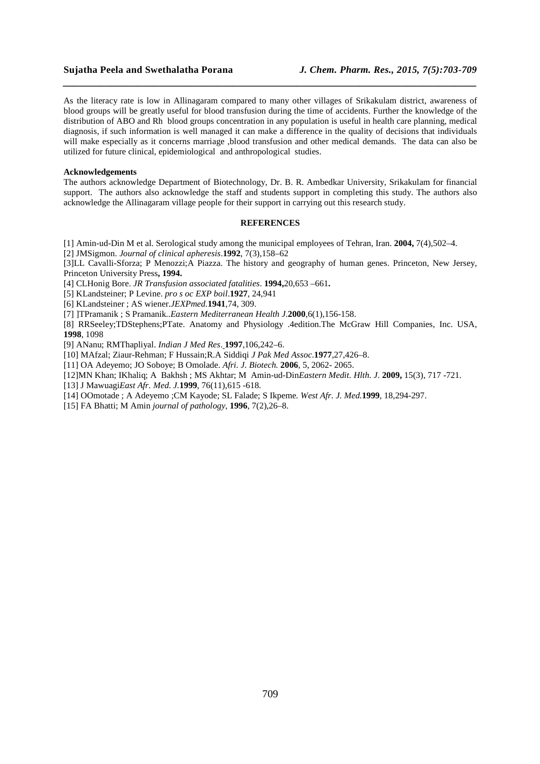As the literacy rate is low in Allinagaram compared to many other villages of Srikakulam district, awareness of blood groups will be greatly useful for blood transfusion during the time of accidents. Further the knowledge of the distribution of ABO and Rh blood groups concentration in any population is useful in health care planning, medical diagnosis, if such information is well managed it can make a difference in the quality of decisions that individuals will make especially as it concerns marriage ,blood transfusion and other medical demands. The data can also be utilized for future clinical, epidemiological and anthropological studies.

**Acknowledgements**

The authors acknowledge Department of Biotechnology, Dr. B. R. Ambedkar University, Srikakulam for financial support. The authors also acknowledge the staff and students support in completing this study. The authors also acknowledge the Allinagaram village people for their support in carrying out this research study.

## REFERENCES

[1] Amin-ud-Din M et al. Serological study among the municipal employees of Tehran, Iran. **2004,** 7(4),502–4.

[2] JMSigmon. *Journal of clinical apheresis*.**1992**, 7(3),158–62

[3]LL Cavalli-Sforza; P Menozzi;A Piazza. The history and geography of human genes. Princeton, New Jersey, Princeton University Press**, 1994.**

[4] CLHonig Bore. *JR Transfusion associated fatalities*. **1994,**20,653 –661**.**

[5] KLandsteiner; P Levine. *pro s oc EXP boil*.**1927**, 24,941

[6] KLandsteiner ; AS wiener.*JEXPmed.***1941**,74, 309.

[7] ]TPramanik ; S Pramanik..*Eastern Mediterranean Health J*.**2000**,6(1),156-158.

[8] RRSeeley;TDStephens;PTate. Anatomy and Physiology .4edition.The McGraw Hill Companies, Inc. USA, **1998**, 1098

[9] ANanu; RMThapliyal. *Indian J Med Res*. **1997**,106,242–6.

[10] MAfzal; Ziaur-Rehman; F Hussain;R.A Siddiqi *J Pak Med Assoc*.**1977**,27,426–8.

[11] OA Adeyemo; JO Soboye; B Omolade. *Afri. J. Biotech.* **2006**, 5, 2062- 2065.

[12]MN Khan; IKhaliq; A Bakhsh ; MS Akhtar; M Amin-ud-Din*Eastern Medit. Hlth. J*. **2009,** 15(3), 717 -721.

[13] J Mawuagi*East Afr. Med. J*.**1999**, 76(11),615 -618.

[14] OOmotade ; A Adeyemo ;CM Kayode; SL Falade; S Ikpeme*. West Afr. J. Med.***1999**, 18,294-297.

[15] FA Bhatti; M Amin *journal of pathology*, **1996**, 7(2),26–8.